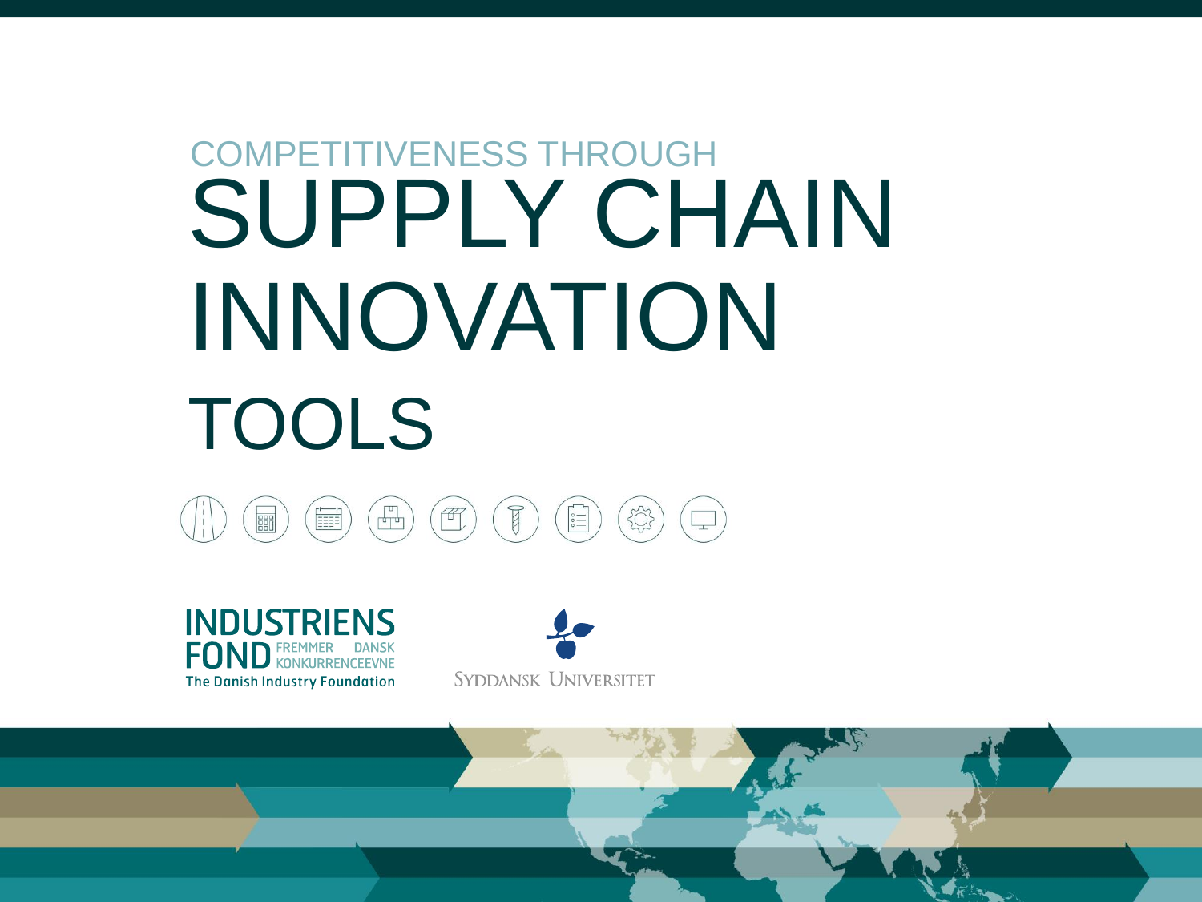COMPETITIVENESS THROUGH

# SUPPLY CHAIN INNOVATION

## TOOLS

INDUSTRIENS FOND FREMMER DANSK KONKURRENCEEVNE
The Danish Industry Foundation

SYDDANSK UNIVERSITET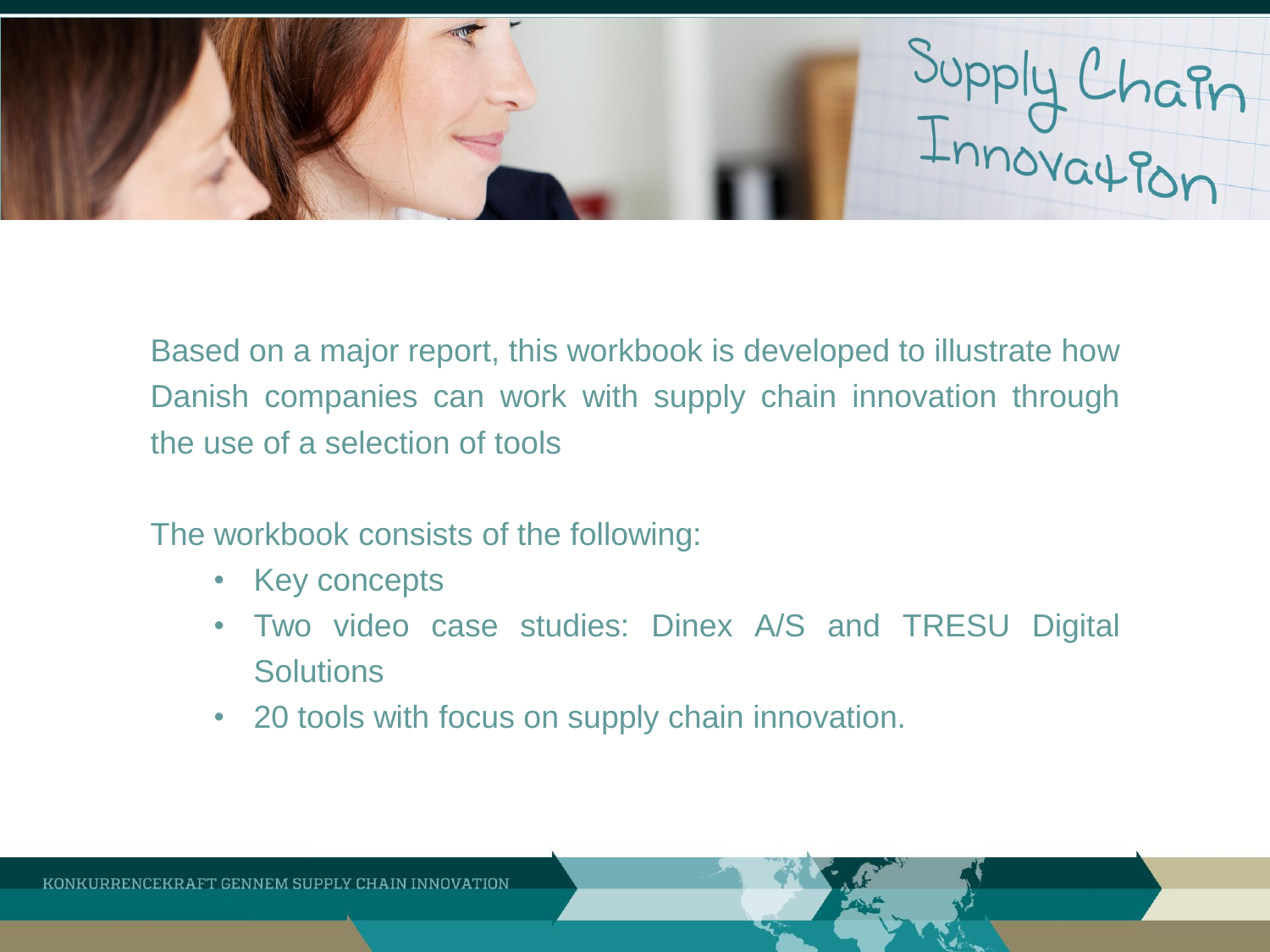Based on a major report, this workbook is developed to illustrate how Danish companies can work with supply chain innovation through the use of a selection of tools

The workbook consists of the following:

- Key concepts
- Two video case studies: Dinex A/S and TRESU Digital Solutions
- 20 tools with focus on supply chain innovation.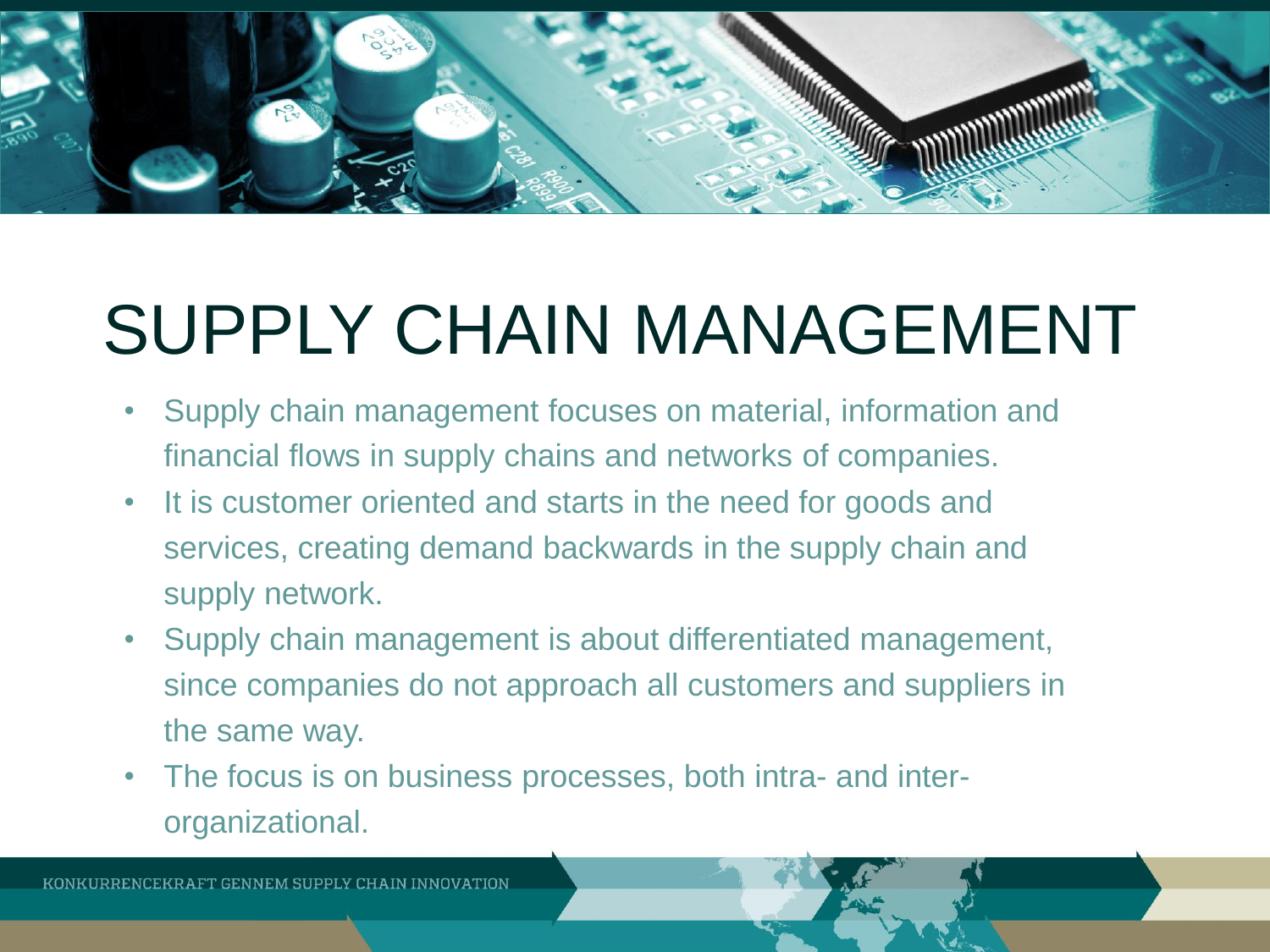# SUPPLY CHAIN MANAGEMENT

- Supply chain management focuses on material, information and financial flows in supply chains and networks of companies.
- It is customer oriented and starts in the need for goods and services, creating demand backwards in the supply chain and supply network.
- Supply chain management is about differentiated management, since companies do not approach all customers and suppliers in the same way.
- The focus is on business processes, both intra- and inter-organizational.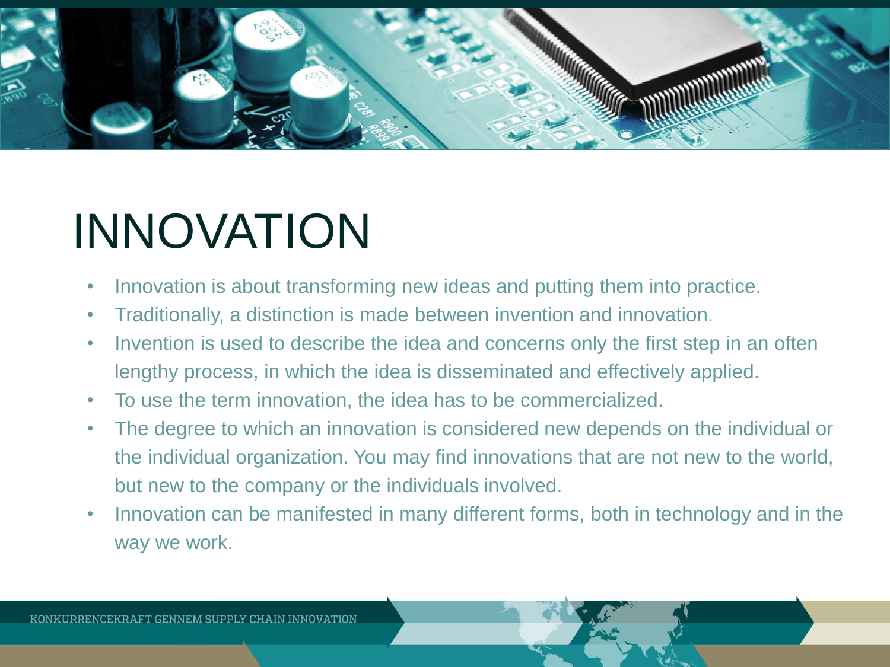# INNOVATION

- Innovation is about transforming new ideas and putting them into practice.
- Traditionally, a distinction is made between invention and innovation.
- Invention is used to describe the idea and concerns only the first step in an often lengthy process, in which the idea is disseminated and effectively applied.
- To use the term innovation, the idea has to be commercialized.
- The degree to which an innovation is considered new depends on the individual or the individual organization. You may find innovations that are not new to the world, but new to the company or the individuals involved.
- Innovation can be manifested in many different forms, both in technology and in the way we work.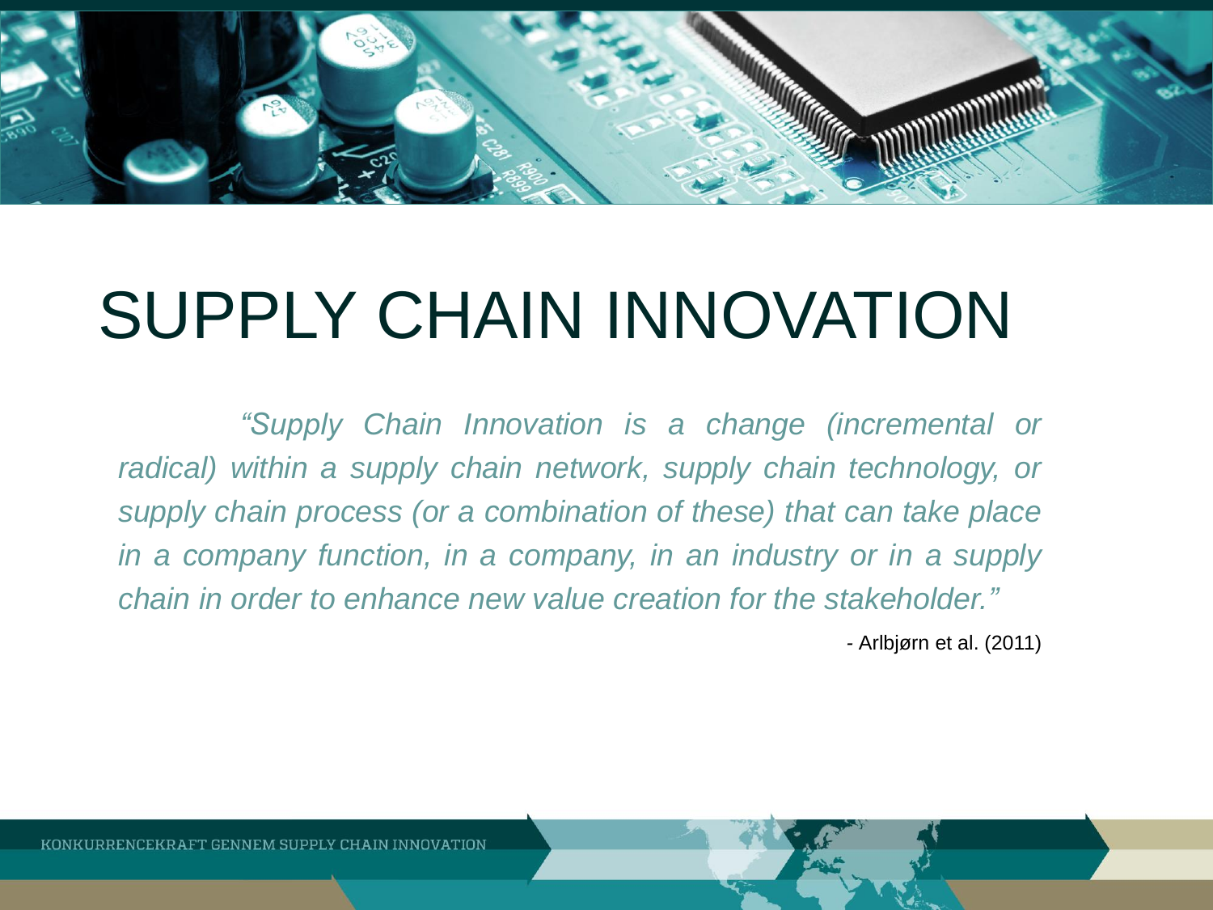# SUPPLY CHAIN INNOVATION

*"Supply Chain Innovation is a change (incremental or radical) within a supply chain network, supply chain technology, or supply chain process (or a combination of these) that can take place in a company function, in a company, in an industry or in a supply chain in order to enhance new value creation for the stakeholder."*

- Arlbjørn et al. (2011)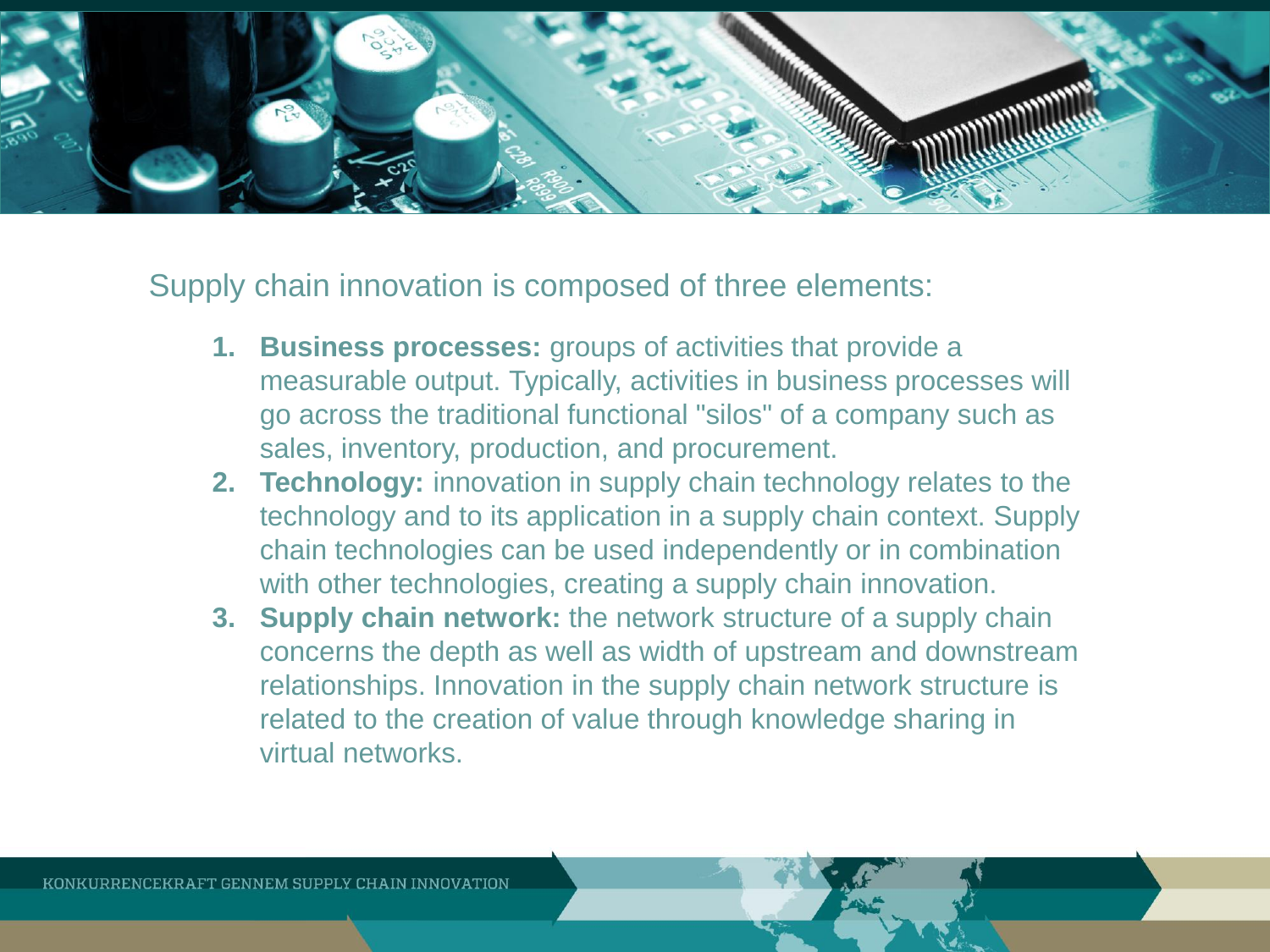Supply chain innovation is composed of three elements:

1. **Business processes:** groups of activities that provide a measurable output. Typically, activities in business processes will go across the traditional functional "silos" of a company such as sales, inventory, production, and procurement.
2. **Technology:** innovation in supply chain technology relates to the technology and to its application in a supply chain context. Supply chain technologies can be used independently or in combination with other technologies, creating a supply chain innovation.
3. **Supply chain network:** the network structure of a supply chain concerns the depth as well as width of upstream and downstream relationships. Innovation in the supply chain network structure is related to the creation of value through knowledge sharing in virtual networks.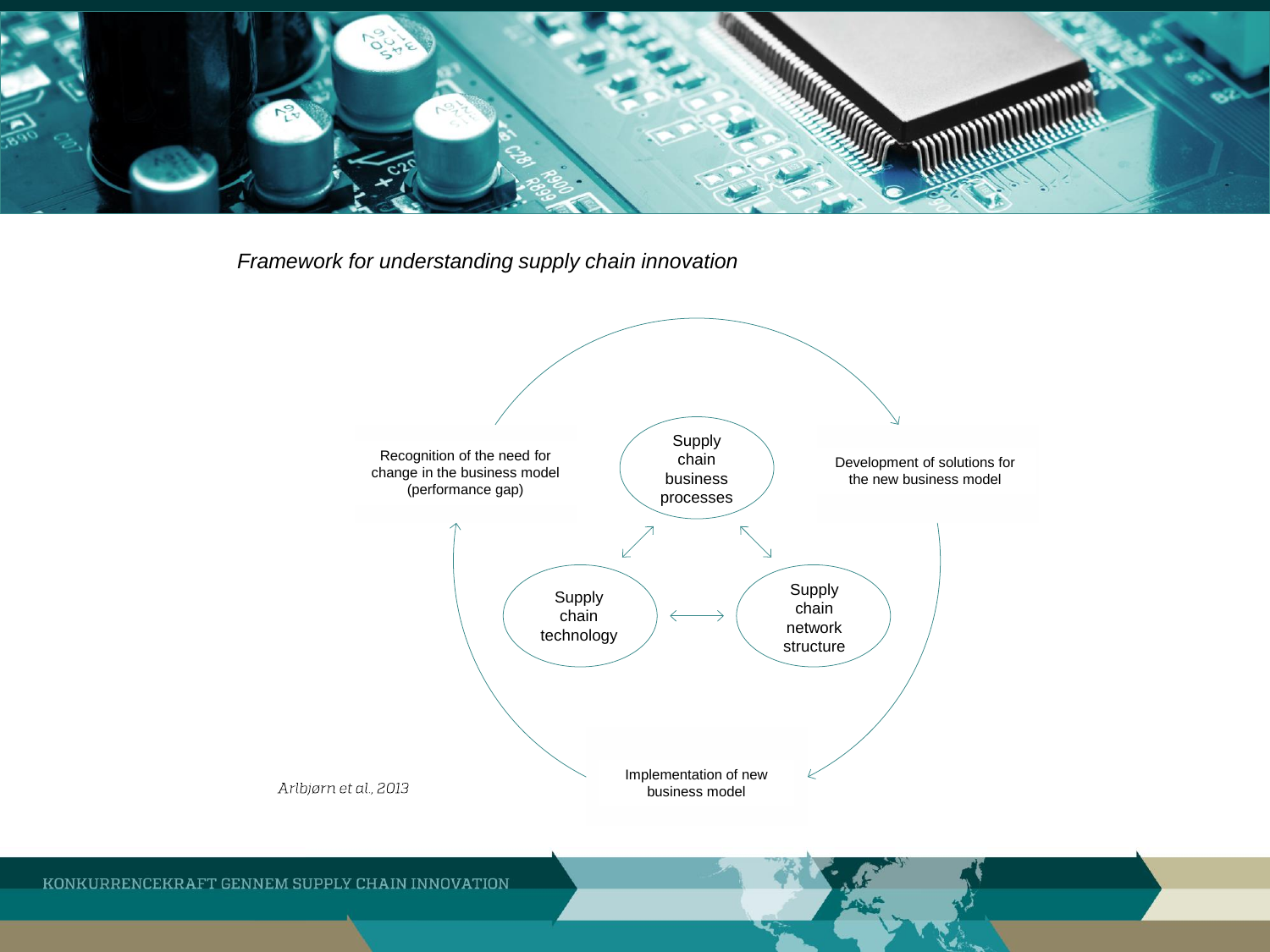*Framework for understanding supply chain innovation*

Recognition of the need for change in the business model (performance gap)

Supply chain business processes

Development of solutions for the new business model

Supply chain technology

Supply chain network structure

Implementation of new business model

*Arlbjørn et al., 2013*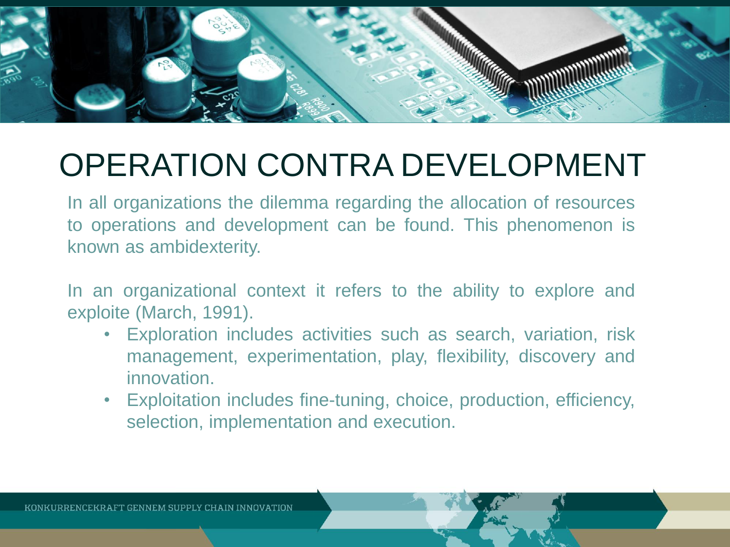# OPERATION CONTRA DEVELOPMENT

In all organizations the dilemma regarding the allocation of resources to operations and development can be found. This phenomenon is known as ambidexterity.

In an organizational context it refers to the ability to explore and exploite (March, 1991).

- Exploration includes activities such as search, variation, risk management, experimentation, play, flexibility, discovery and innovation.
- Exploitation includes fine-tuning, choice, production, efficiency, selection, implementation and execution.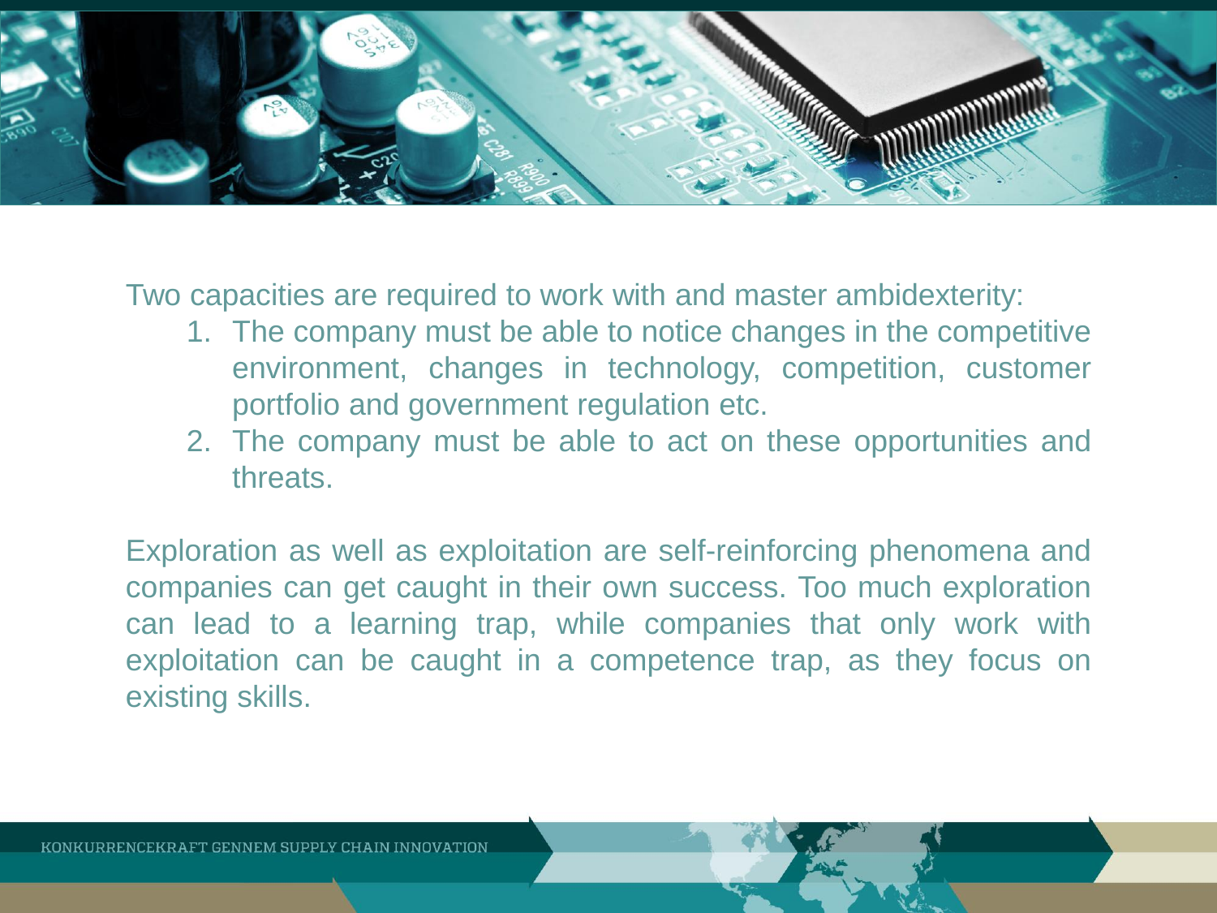Two capacities are required to work with and master ambidexterity:

1. The company must be able to notice changes in the competitive environment, changes in technology, competition, customer portfolio and government regulation etc.
2. The company must be able to act on these opportunities and threats.

Exploration as well as exploitation are self-reinforcing phenomena and companies can get caught in their own success. Too much exploration can lead to a learning trap, while companies that only work with exploitation can be caught in a competence trap, as they focus on existing skills.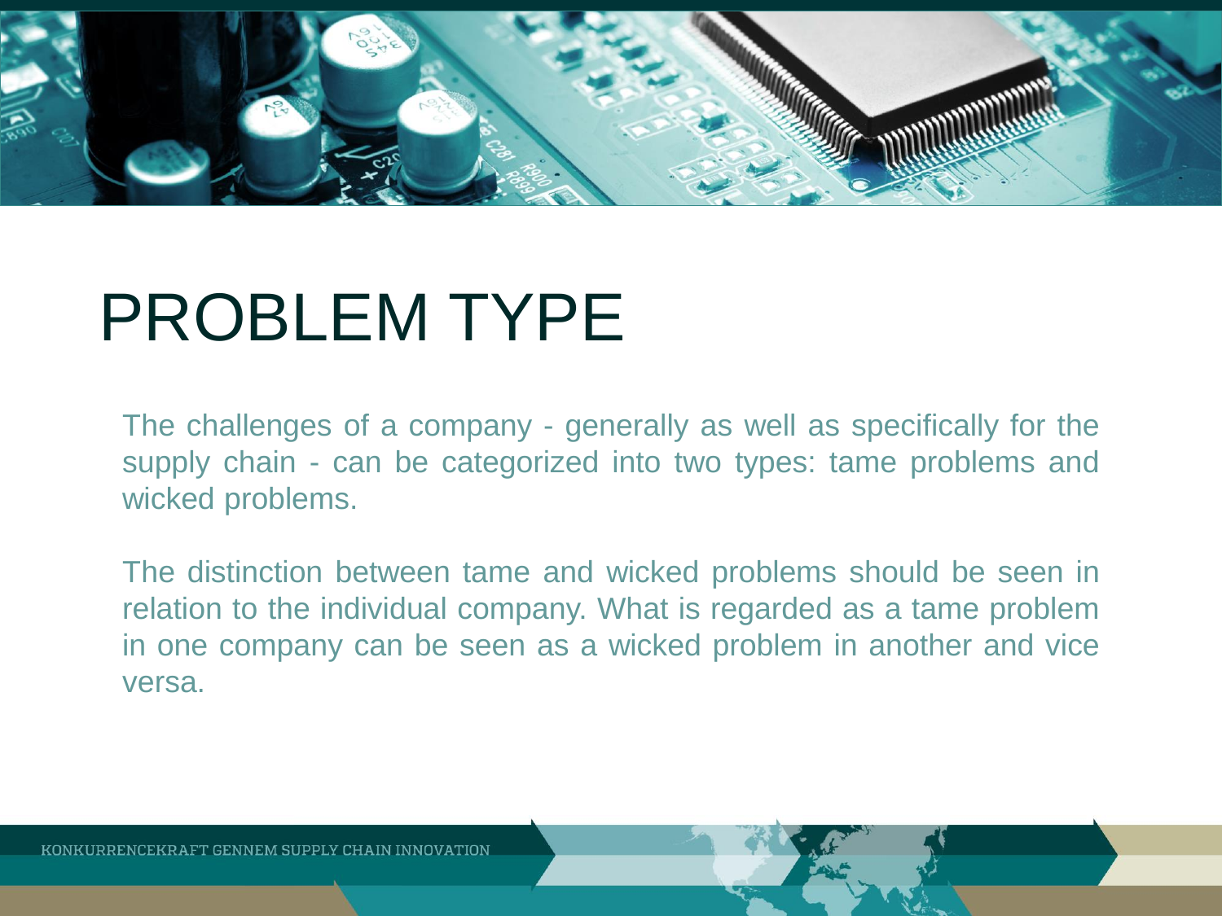# PROBLEM TYPE

The challenges of a company - generally as well as specifically for the supply chain - can be categorized into two types: tame problems and wicked problems.

The distinction between tame and wicked problems should be seen in relation to the individual company. What is regarded as a tame problem in one company can be seen as a wicked problem in another and vice versa.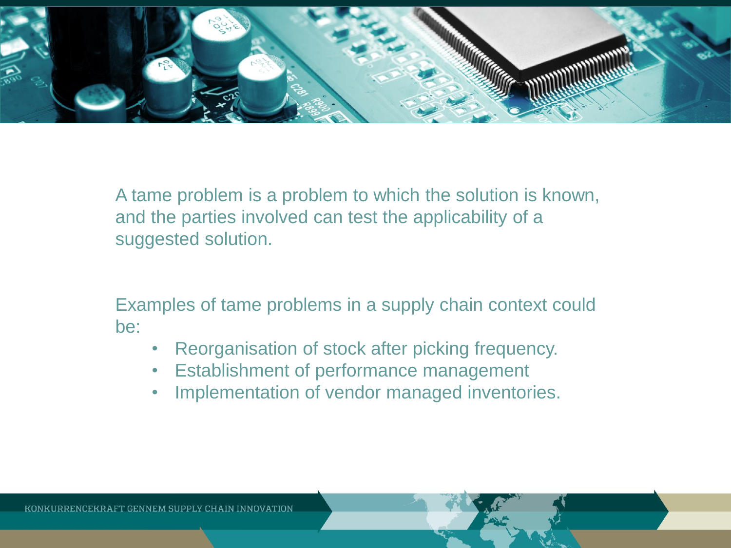A tame problem is a problem to which the solution is known, and the parties involved can test the applicability of a suggested solution.

Examples of tame problems in a supply chain context could be:

- Reorganisation of stock after picking frequency.
- Establishment of performance management
- Implementation of vendor managed inventories.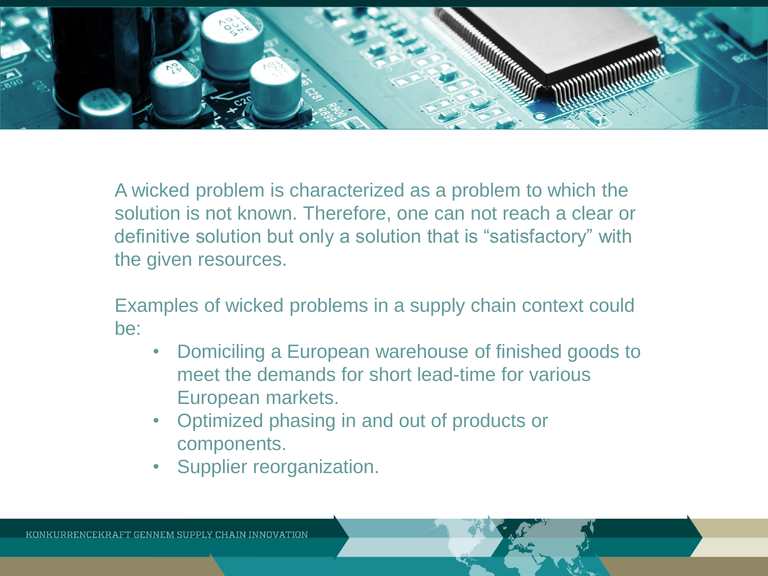A wicked problem is characterized as a problem to which the solution is not known. Therefore, one can not reach a clear or definitive solution but only a solution that is "satisfactory" with the given resources.

Examples of wicked problems in a supply chain context could be:

- Domiciling a European warehouse of finished goods to meet the demands for short lead-time for various European markets.
- Optimized phasing in and out of products or components.
- Supplier reorganization.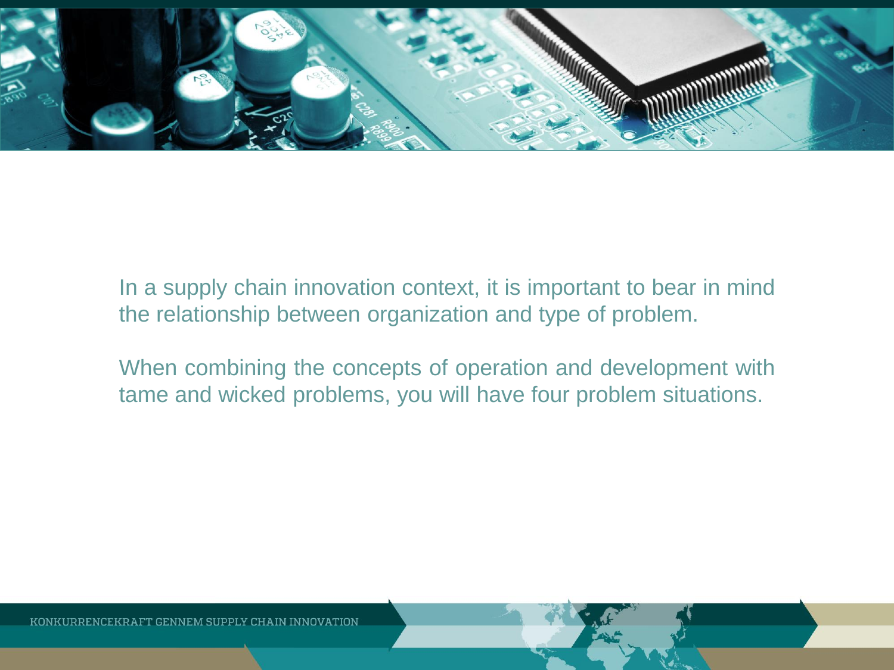In a supply chain innovation context, it is important to bear in mind the relationship between organization and type of problem.

When combining the concepts of operation and development with tame and wicked problems, you will have four problem situations.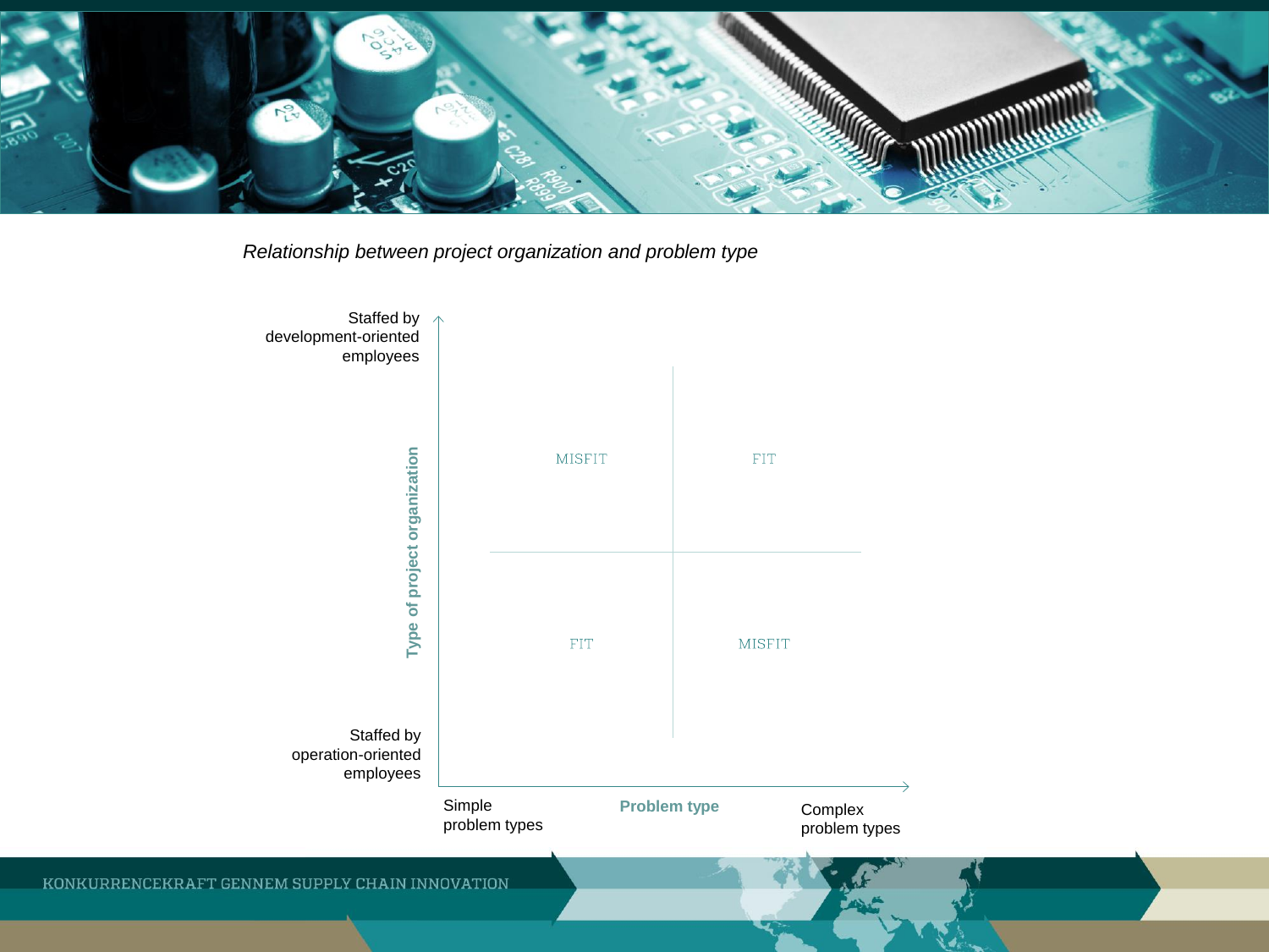*Relationship between project organization and problem type*

**Type of project organization** (vertical axis): from "Staffed by operation-oriented employees" (bottom) to "Staffed by development-oriented employees" (top)

**Problem type** (horizontal axis): from "Simple problem types" (left) to "Complex problem types" (right)

| | Simple problem types | Complex problem types |
|---|---|---|
| Staffed by development-oriented employees | MISFIT | FIT |
| Staffed by operation-oriented employees | FIT | MISFIT |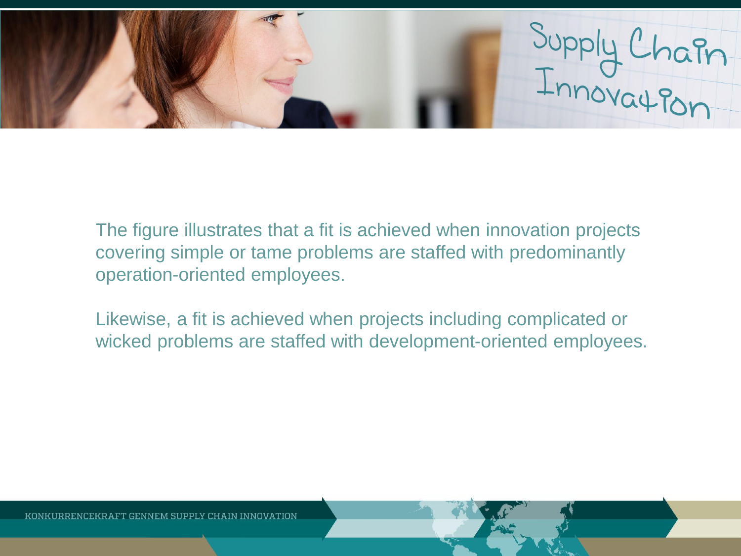The figure illustrates that a fit is achieved when innovation projects covering simple or tame problems are staffed with predominantly operation-oriented employees.

Likewise, a fit is achieved when projects including complicated or wicked problems are staffed with development-oriented employees.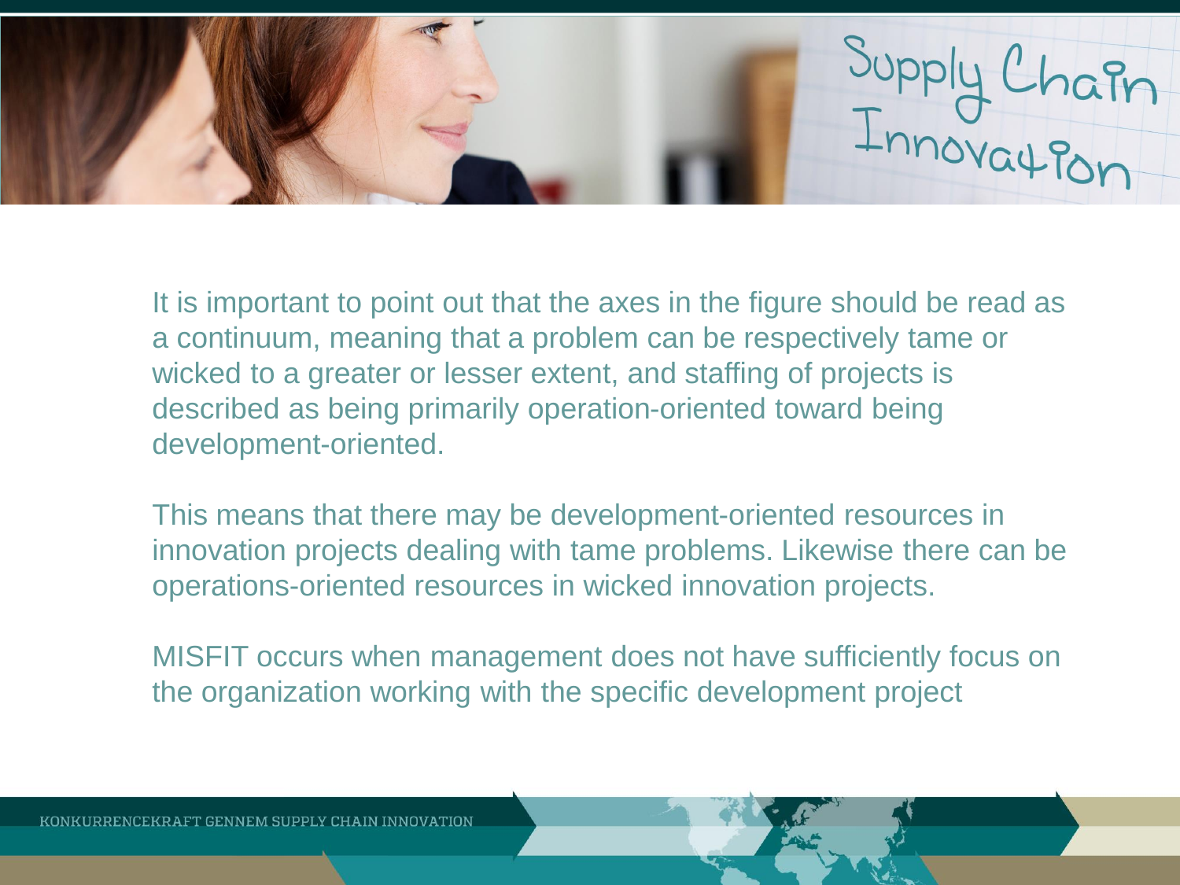It is important to point out that the axes in the figure should be read as a continuum, meaning that a problem can be respectively tame or wicked to a greater or lesser extent, and staffing of projects is described as being primarily operation-oriented toward being development-oriented.

This means that there may be development-oriented resources in innovation projects dealing with tame problems. Likewise there can be operations-oriented resources in wicked innovation projects.

MISFIT occurs when management does not have sufficiently focus on the organization working with the specific development project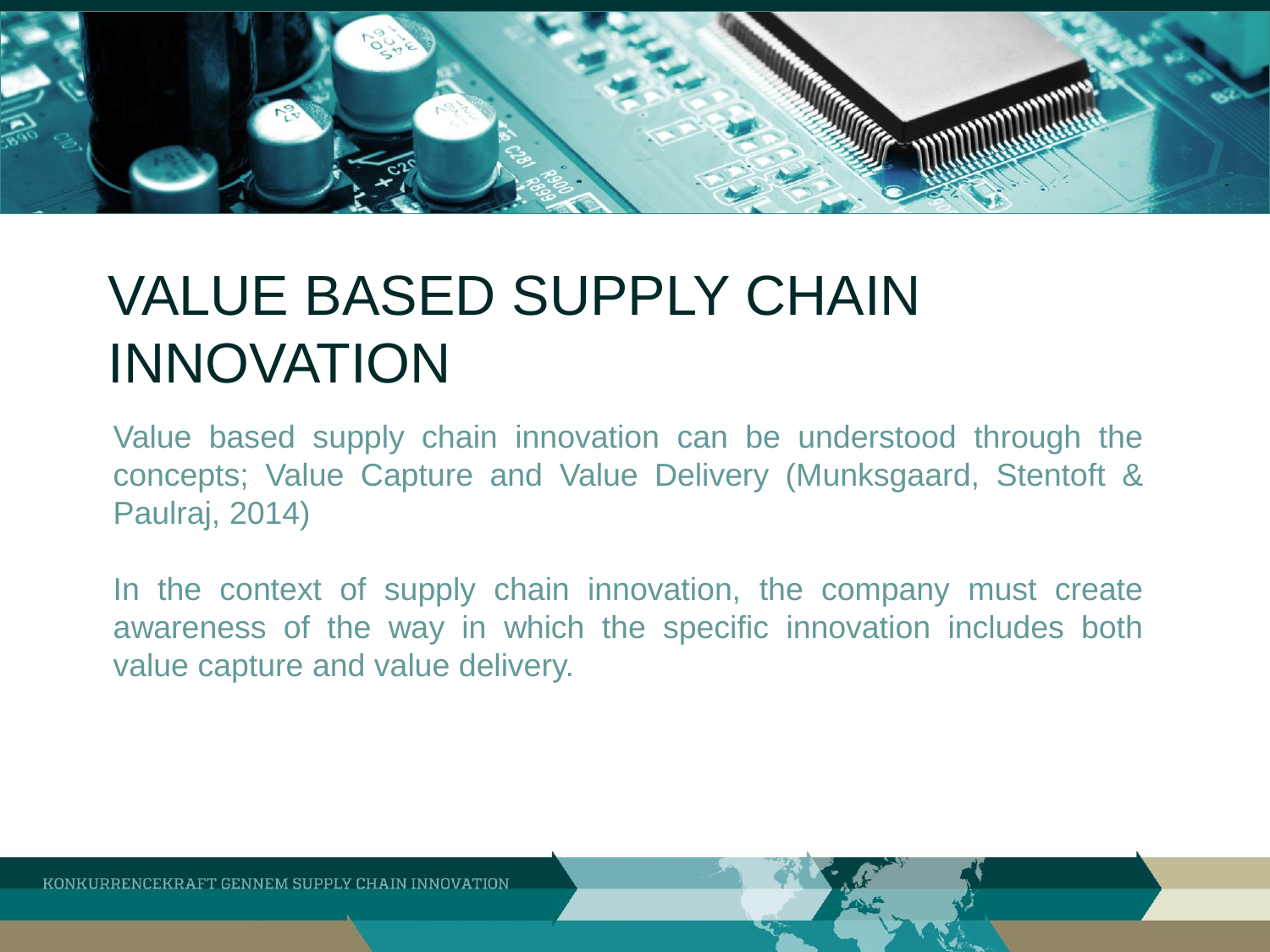# VALUE BASED SUPPLY CHAIN INNOVATION

Value based supply chain innovation can be understood through the concepts; Value Capture and Value Delivery (Munksgaard, Stentoft & Paulraj, 2014)

In the context of supply chain innovation, the company must create awareness of the way in which the specific innovation includes both value capture and value delivery.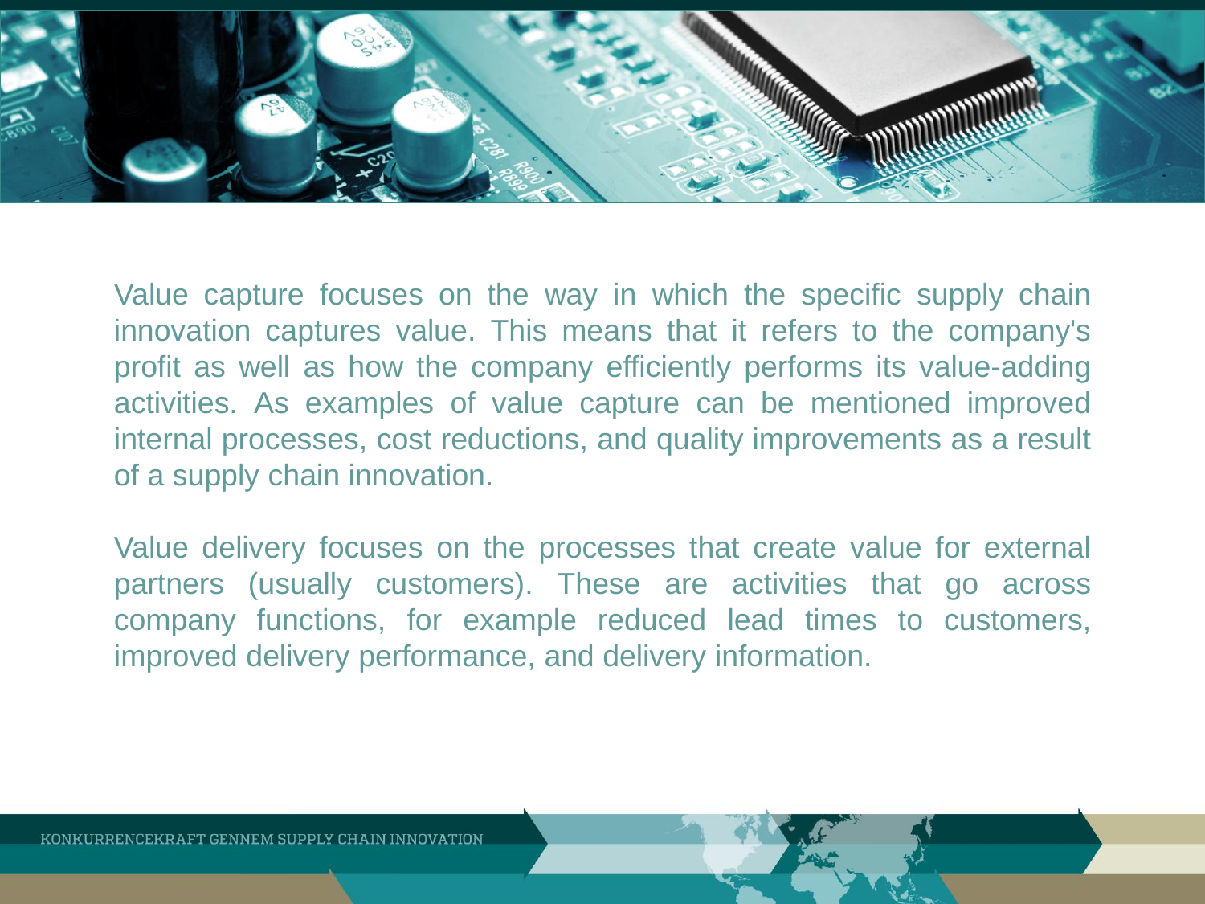Value capture focuses on the way in which the specific supply chain innovation captures value. This means that it refers to the company's profit as well as how the company efficiently performs its value-adding activities. As examples of value capture can be mentioned improved internal processes, cost reductions, and quality improvements as a result of a supply chain innovation.

Value delivery focuses on the processes that create value for external partners (usually customers). These are activities that go across company functions, for example reduced lead times to customers, improved delivery performance, and delivery information.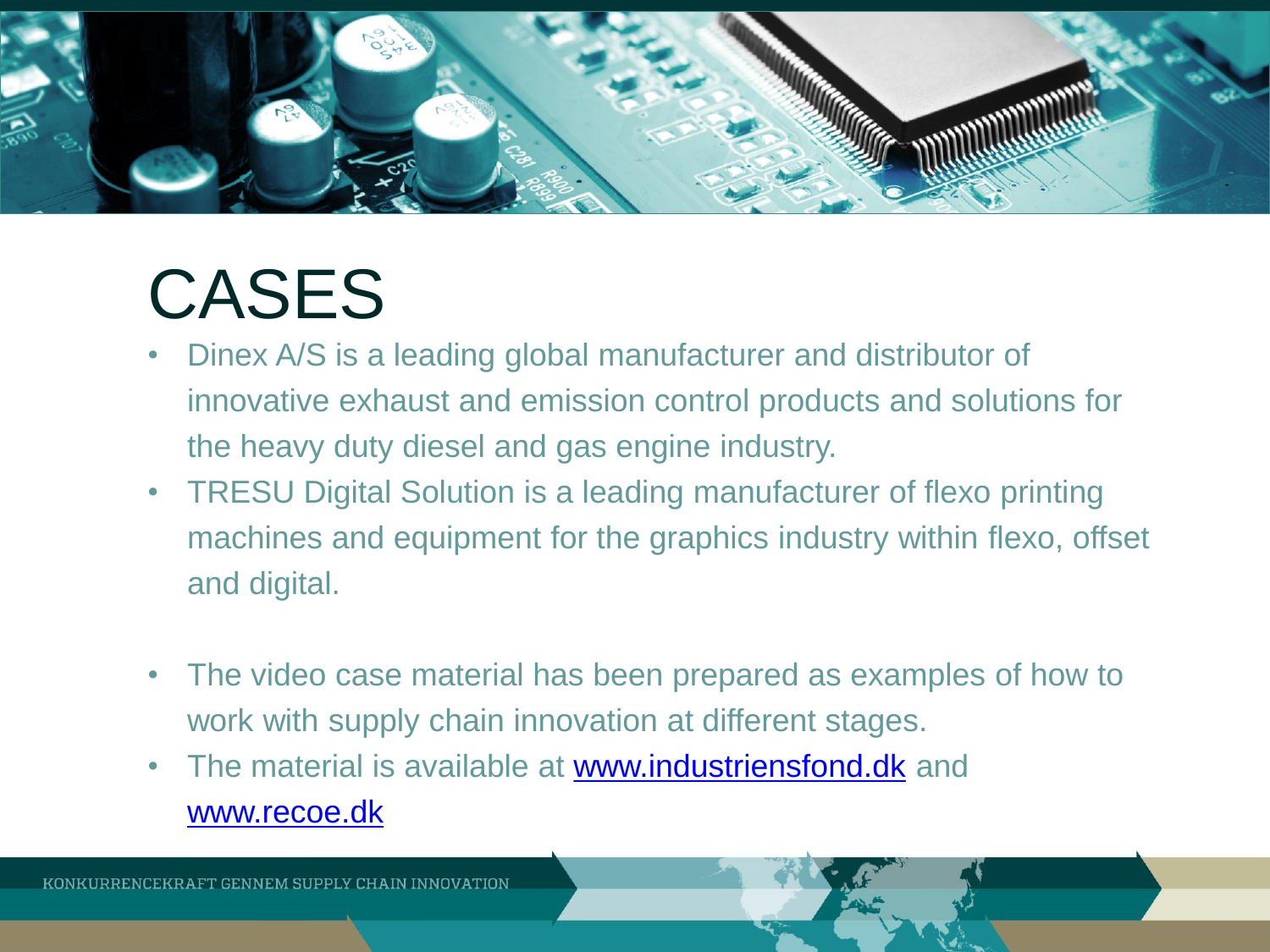# CASES

- Dinex A/S is a leading global manufacturer and distributor of innovative exhaust and emission control products and solutions for the heavy duty diesel and gas engine industry.
- TRESU Digital Solution is a leading manufacturer of flexo printing machines and equipment for the graphics industry within flexo, offset and digital.

- The video case material has been prepared as examples of how to work with supply chain innovation at different stages.
- The material is available at [www.industriensfond.dk](http://www.industriensfond.dk) and [www.recoe.dk](http://www.recoe.dk)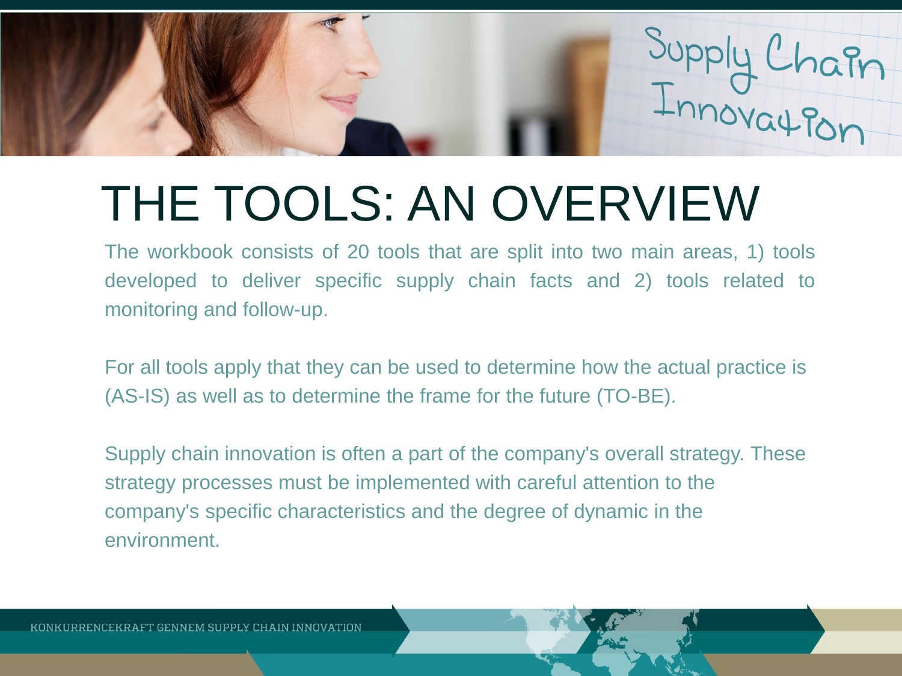# THE TOOLS: AN OVERVIEW

The workbook consists of 20 tools that are split into two main areas, 1) tools developed to deliver specific supply chain facts and 2) tools related to monitoring and follow-up.

For all tools apply that they can be used to determine how the actual practice is (AS-IS) as well as to determine the frame for the future (TO-BE).

Supply chain innovation is often a part of the company's overall strategy. These strategy processes must be implemented with careful attention to the company's specific characteristics and the degree of dynamic in the environment.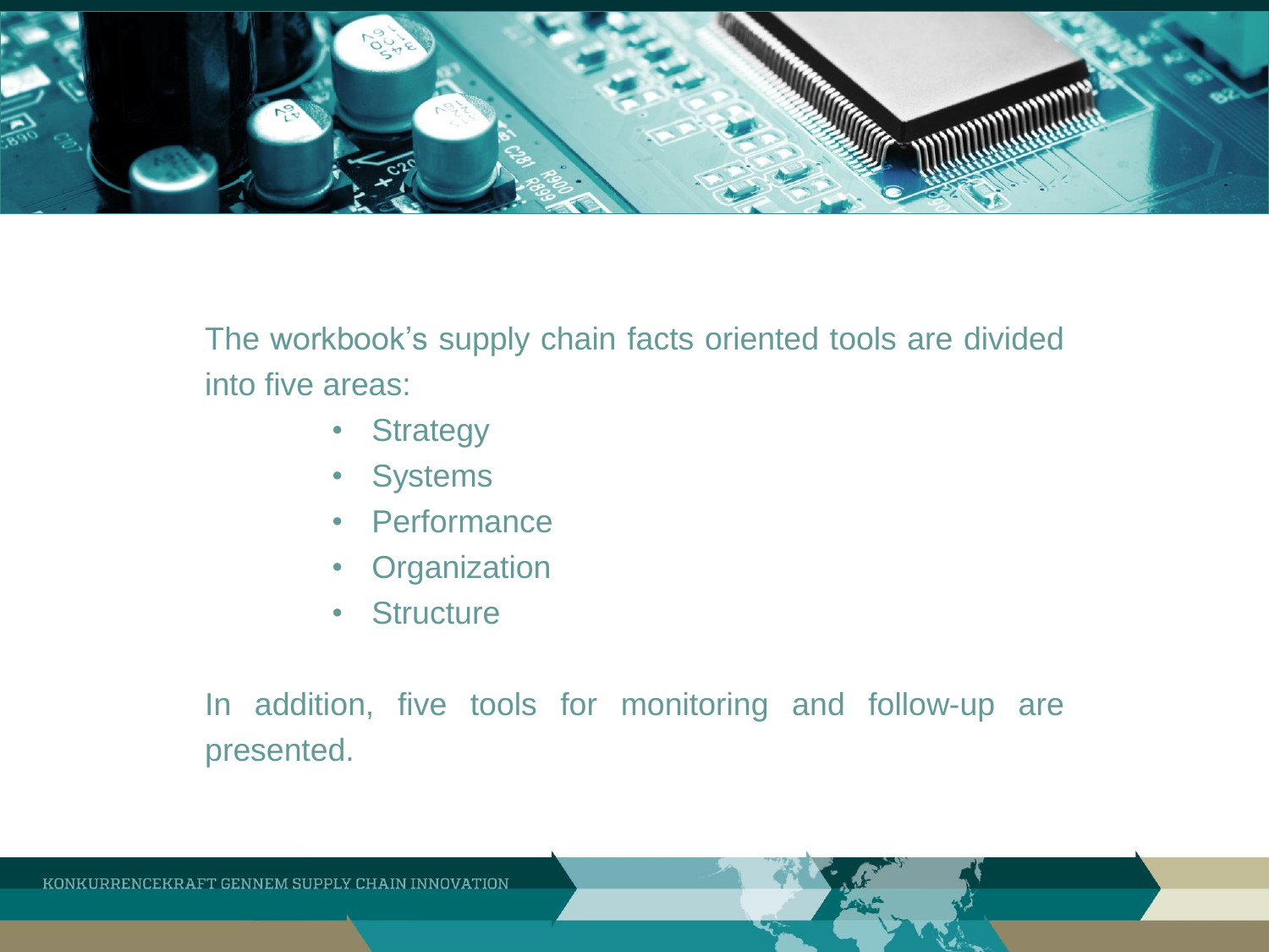The workbook's supply chain facts oriented tools are divided into five areas:

- Strategy
- Systems
- Performance
- Organization
- Structure

In addition, five tools for monitoring and follow-up are presented.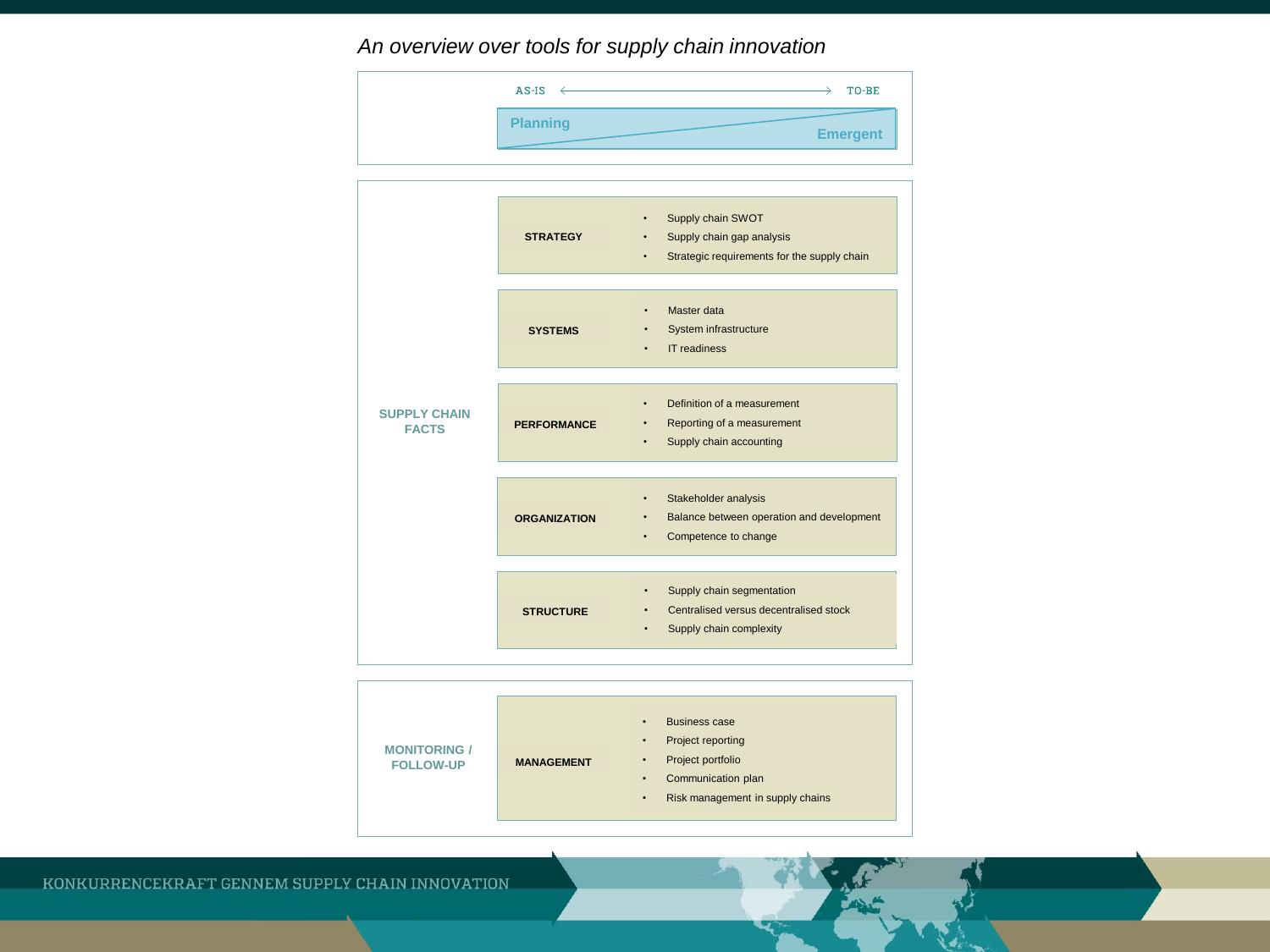*An overview over tools for supply chain innovation*

AS-IS ⟷ TO-BE

Planning — Emergent

## SUPPLY CHAIN FACTS

**STRATEGY**
- Supply chain SWOT
- Supply chain gap analysis
- Strategic requirements for the supply chain

**SYSTEMS**
- Master data
- System infrastructure
- IT readiness

**PERFORMANCE**
- Definition of a measurement
- Reporting of a measurement
- Supply chain accounting

**ORGANIZATION**
- Stakeholder analysis
- Balance between operation and development
- Competence to change

**STRUCTURE**
- Supply chain segmentation
- Centralised versus decentralised stock
- Supply chain complexity

## MONITORING / FOLLOW-UP

**MANAGEMENT**
- Business case
- Project reporting
- Project portfolio
- Communication plan
- Risk management in supply chains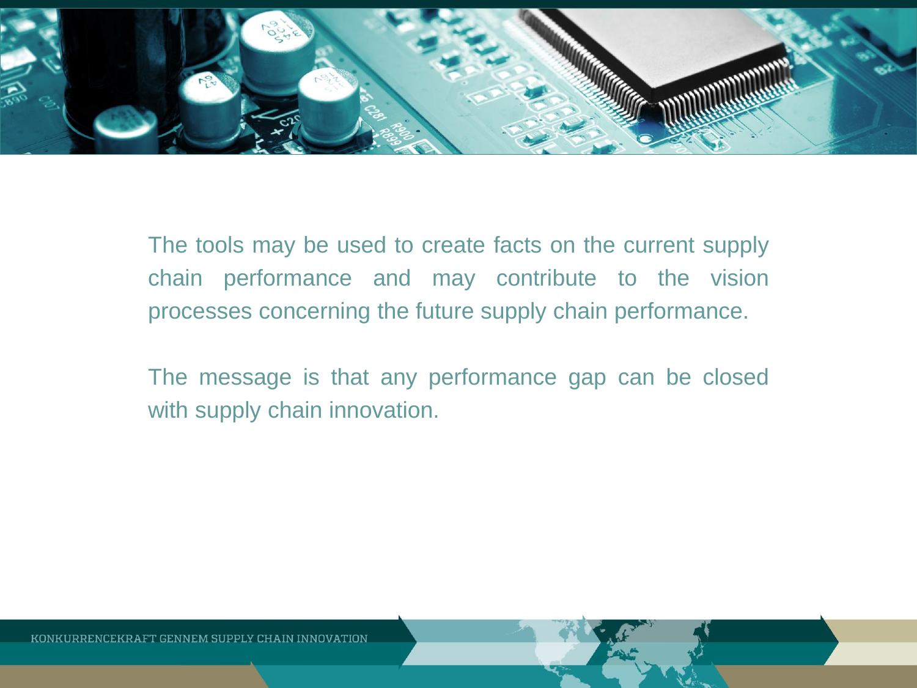The tools may be used to create facts on the current supply chain performance and may contribute to the vision processes concerning the future supply chain performance.

The message is that any performance gap can be closed with supply chain innovation.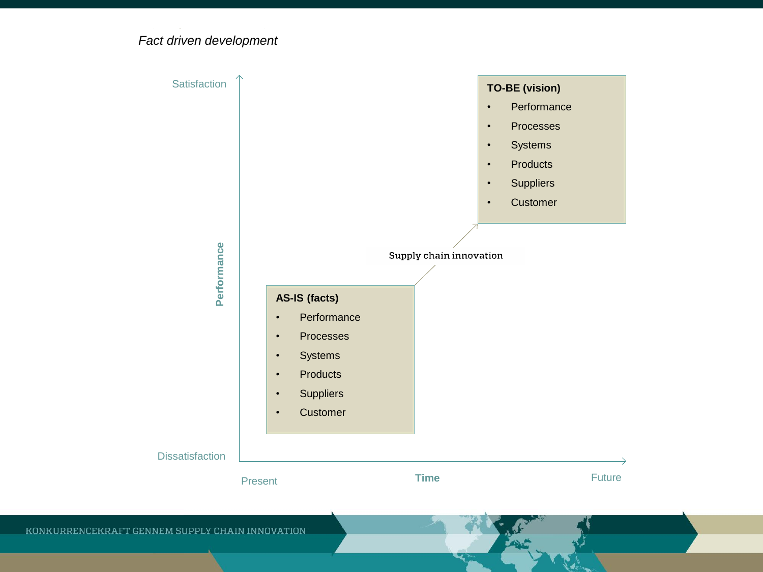*Fact driven development*

Satisfaction

Performance

Dissatisfaction

**TO-BE (vision)**

- Performance
- Processes
- Systems
- Products
- Suppliers
- Customer

Supply chain innovation

**AS-IS (facts)**

- Performance
- Processes
- Systems
- Products
- Suppliers
- Customer

Present

**Time**

Future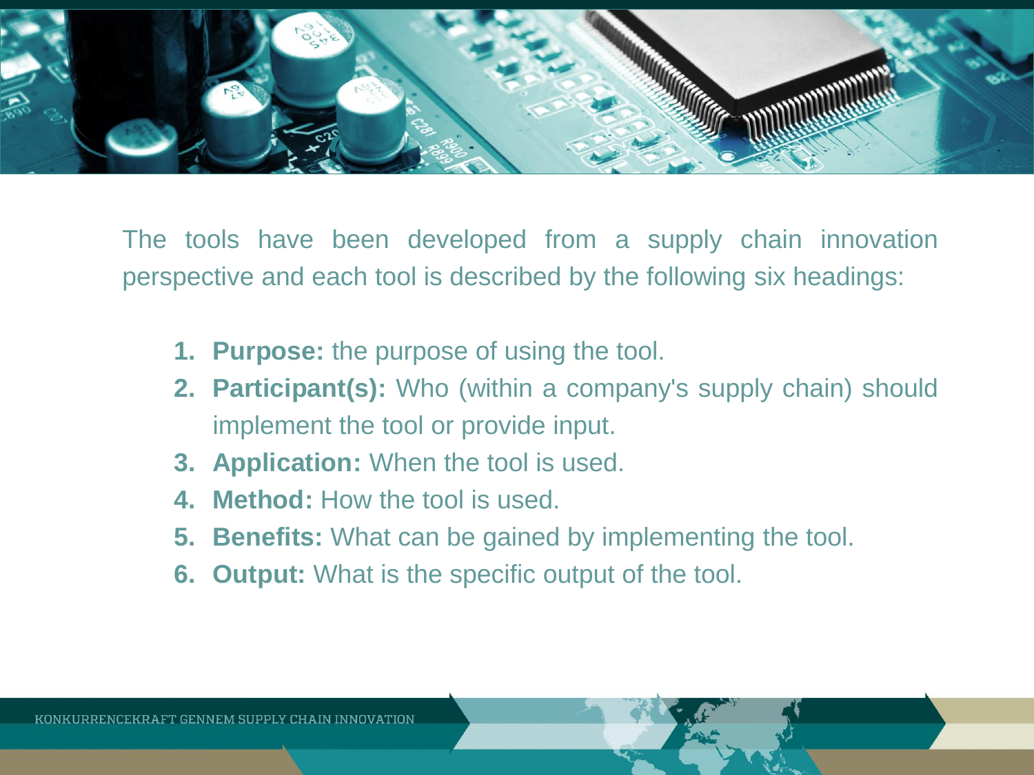The tools have been developed from a supply chain innovation perspective and each tool is described by the following six headings:

1. **Purpose:** the purpose of using the tool.
2. **Participant(s):** Who (within a company's supply chain) should implement the tool or provide input.
3. **Application:** When the tool is used.
4. **Method:** How the tool is used.
5. **Benefits:** What can be gained by implementing the tool.
6. **Output:** What is the specific output of the tool.